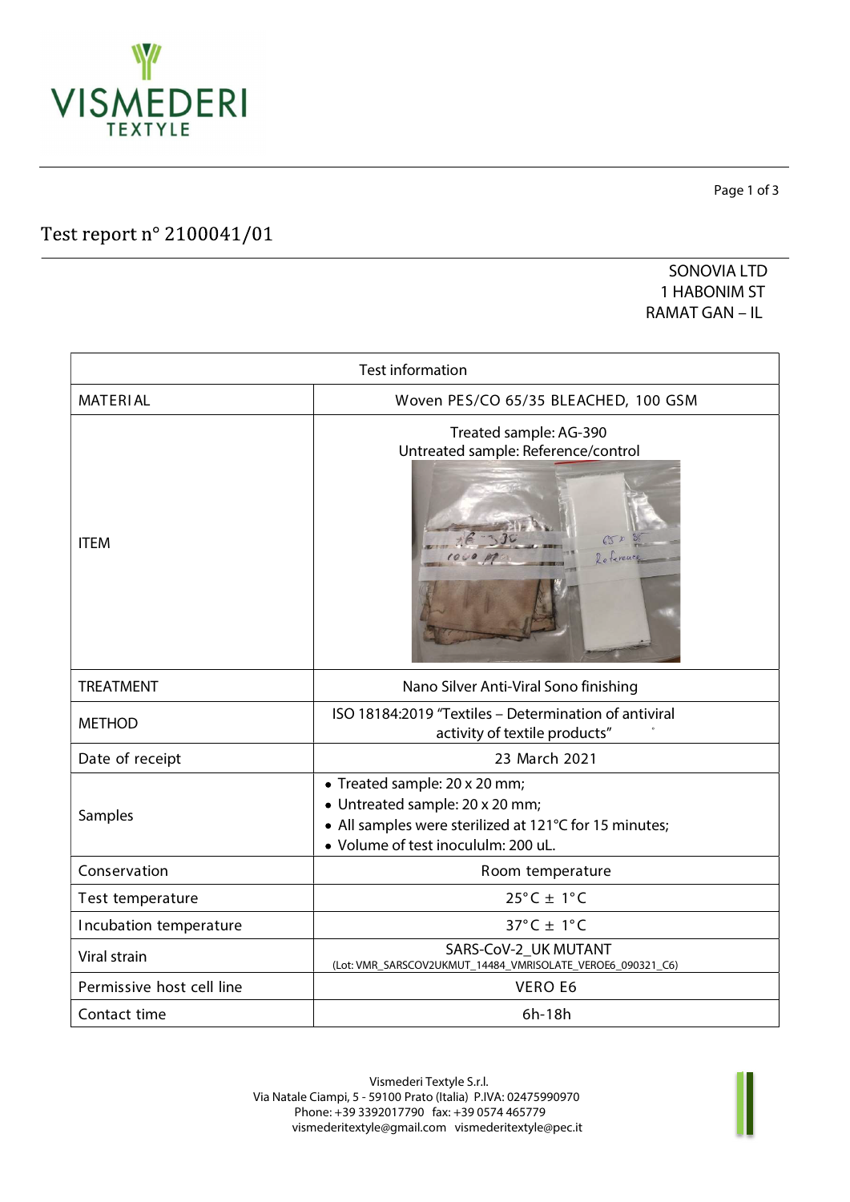VISMEDERI TEXTYLE

# Test report n° 2100041/01

SONOVIA LTD
1 HABONIM ST
RAMAT GAN – IL

| Test information | |
|---|---|
| MATERIAL | Woven PES/CO 65/35 BLEACHED, 100 GSM |
| ITEM | Treated sample: AG-390<br>Untreated sample: Reference/control |
| TREATMENT | Nano Silver Anti-Viral Sono finishing |
| METHOD | ISO 18184:2019 "Textiles – Determination of antiviral activity of textile products" |
| Date of receipt | 23 March 2021 |
| Samples | • Treated sample: 20 x 20 mm;<br>• Untreated sample: 20 x 20 mm;<br>• All samples were sterilized at 121°C for 15 minutes;<br>• Volume of test inocululm: 200 uL. |
| Conservation | Room temperature |
| Test temperature | 25°C ± 1°C |
| Incubation temperature | 37°C ± 1°C |
| Viral strain | SARS-CoV-2_UK MUTANT<br>(Lot: VMR_SARSCOV2UKMUT_14484_VMRISOLATE_VEROE6_090321_C6) |
| Permissive host cell line | VERO E6 |
| Contact time | 6h-18h |

Vismederi Textyle S.r.l.
Via Natale Ciampi, 5 - 59100 Prato (Italia) P.IVA: 02475990970
Phone: +39 3392017790 fax: +39 0574 465779
vismederitextyle@gmail.com vismederitextyle@pec.it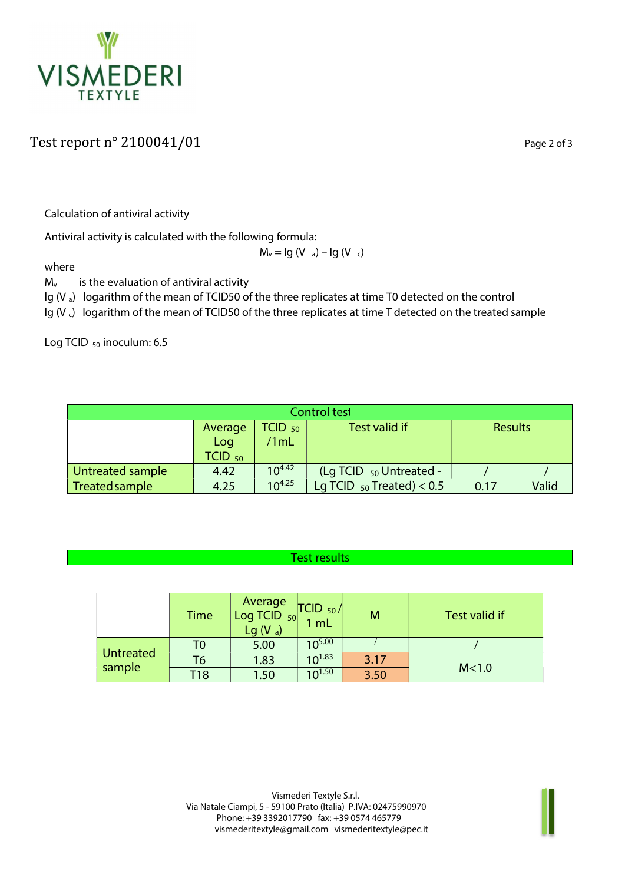Test report n° 2100041/01

Calculation of antiviral activity

Antiviral activity is calculated with the following formula:

$$M_v = \lg(V_a) - \lg(V_c)$$

where

$M_v$ is the evaluation of antiviral activity

$\lg(V_a)$ logarithm of the mean of TCID50 of the three replicates at time T0 detected on the control

$\lg(V_c)$ logarithm of the mean of TCID50 of the three replicates at time T detected on the treated sample

Log $TCID_{50}$ inoculum: 6.5

| Control test | | | | | |
|---|---|---|---|---|---|
| | Average Log $TCID_{50}$ | $TCID_{50}$ /1mL | Test valid if | Results | |
| Untreated sample | 4.42 | $10^{4.42}$ | (Lg $TCID_{50}$ Untreated - Lg $TCID_{50}$ Treated) < 0.5 | / | / |
| Treated sample | 4.25 | $10^{4.25}$ | | 0.17 | Valid |

## Test results

| | Time | Average Log $TCID_{50}$ Lg $(V_a)$ | $TCID_{50}$ / 1 mL | M | Test valid if |
|---|---|---|---|---|---|
| Untreated sample | T0 | 5.00 | $10^{5.00}$ | / | / |
| | T6 | 1.83 | $10^{1.83}$ | 3.17 | M<1.0 |
| | T18 | 1.50 | $10^{1.50}$ | 3.50 | |

Vismederi Textyle S.r.l.
Via Natale Ciampi, 5 - 59100 Prato (Italia) P.IVA: 02475990970
Phone: +39 3392017790 fax: +39 0574 465779
vismederitextyle@gmail.com vismederitextyle@pec.it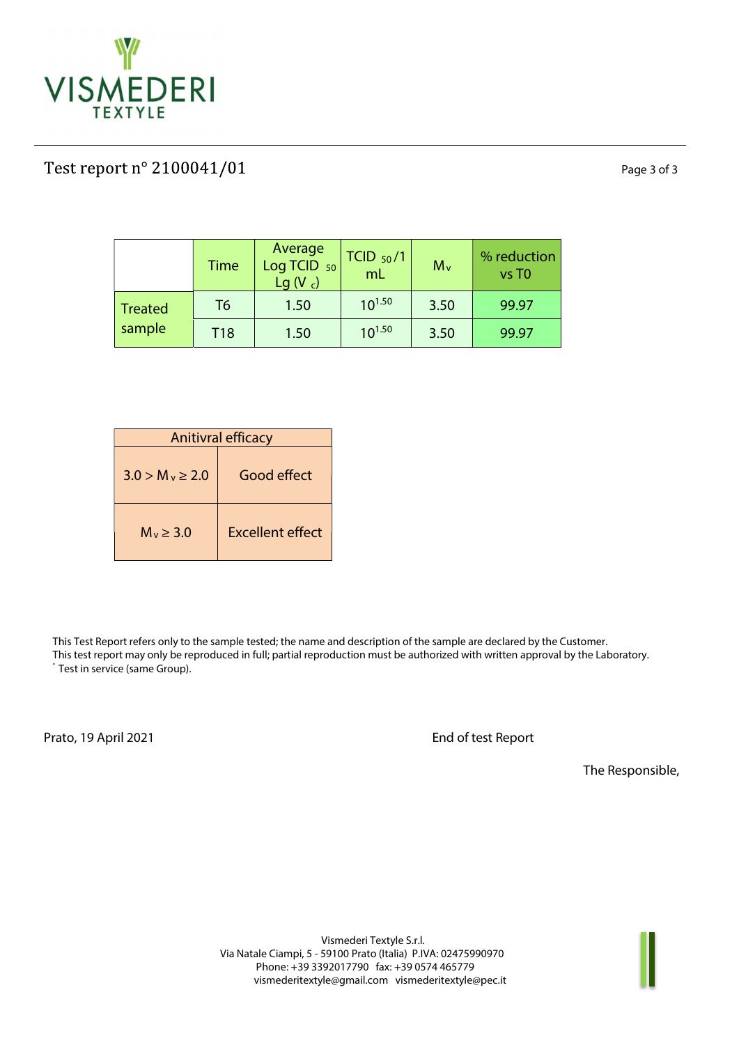## Test report n° 2100041/01

| | Time | Average Log TCID $_{50}$ Lg ($V_c$) | TCID $_{50}$/1 mL | $M_v$ | % reduction vs T0 |
|---|---|---|---|---|---|
| Treated sample | T6 | 1.50 | $10^{1.50}$ | 3.50 | 99.97 |
| | T18 | 1.50 | $10^{1.50}$ | 3.50 | 99.97 |

| Anitivral efficacy | |
|---|---|
| $3.0 > M_v \geq 2.0$ | Good effect |
| $M_v \geq 3.0$ | Excellent effect |

This Test Report refers only to the sample tested; the name and description of the sample are declared by the Customer.
This test report may only be reproduced in full; partial reproduction must be authorized with written approval by the Laboratory.
° Test in service (same Group).

Prato, 19 April 2021

End of test Report

The Responsible,

Vismederi Textyle S.r.l.
Via Natale Ciampi, 5 - 59100 Prato (Italia) P.IVA: 02475990970
Phone: +39 3392017790 fax: +39 0574 465779
vismederitextyle@gmail.com vismederitextyle@pec.it